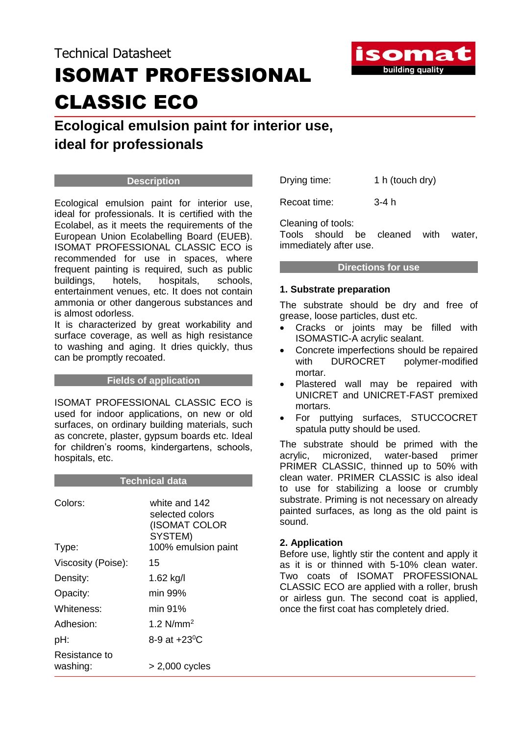Technical Datasheet

# ISOMAT PROFESSIONAL CLASSIC ECO

## Ecological emulsion paint for interior use, ideal for professionals

### Description

Ecological emulsion paint for interior use, ideal for professionals. It is certified with the Ecolabel, as it meets the requirements of the European Union Ecolabelling Board (EUEB). ISOMAT PROFESSIONAL CLASSIC ECO is recommended for use in spaces, where frequent painting is required, such as public buildings, hotels, hospitals, schools, entertainment venues, etc. It does not contain ammonia or other dangerous substances and is almost odorless.

It is characterized by great workability and surface coverage, as well as high resistance to washing and aging. It dries quickly, thus can be promptly recoated.

### Fields of application

ISOMAT PROFESSIONAL CLASSIC ECO is used for indoor applications, on new or old surfaces, on ordinary building materials, such as concrete, plaster, gypsum boards etc. Ideal for children's rooms, kindergartens, schools, hospitals, etc.

### Technical data

| | |
|---|---|
| Colors: | white and 142 selected colors (ISOMAT COLOR SYSTEM) |
| Type: | 100% emulsion paint |
| Viscosity (Poise): | 15 |
| Density: | 1.62 kg/l |
| Opacity: | min 99% |
| Whiteness: | min 91% |
| Adhesion: | 1.2 N/mm$^2$ |
| pH: | 8-9 at +23$^0$C |
| Resistance to washing: | > 2,000 cycles |
| Drying time: | 1 h (touch dry) |
| Recoat time: | 3-4 h |

Cleaning of tools:
Tools should be cleaned with water, immediately after use.

### Directions for use

#### 1. Substrate preparation

The substrate should be dry and free of grease, loose particles, dust etc.

- Cracks or joints may be filled with ISOMASTIC-A acrylic sealant.
- Concrete imperfections should be repaired with DUROCRET polymer-modified mortar.
- Plastered wall may be repaired with UNICRET and UNICRET-FAST premixed mortars.
- For puttying surfaces, STUCCOCRET spatula putty should be used.

The substrate should be primed with the acrylic, micronized, water-based primer PRIMER CLASSIC, thinned up to 50% with clean water. PRIMER CLASSIC is also ideal to use for stabilizing a loose or crumbly substrate. Priming is not necessary on already painted surfaces, as long as the old paint is sound.

#### 2. Application

Before use, lightly stir the content and apply it as it is or thinned with 5-10% clean water. Two coats of ISOMAT PROFESSIONAL CLASSIC ECO are applied with a roller, brush or airless gun. The second coat is applied, once the first coat has completely dried.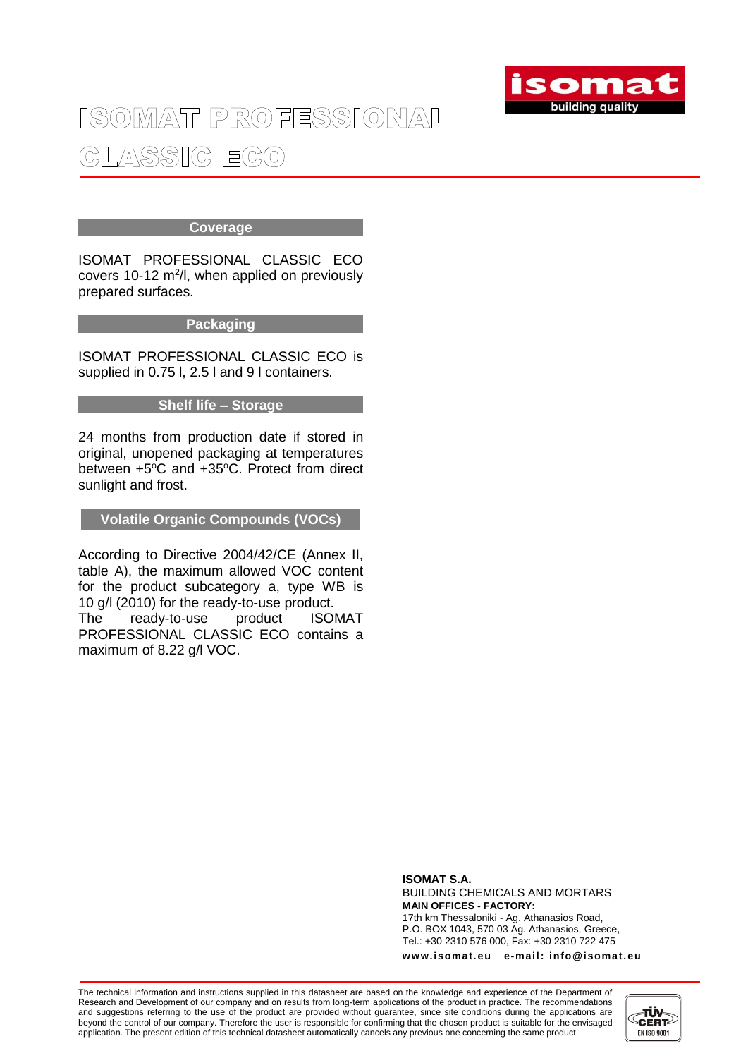# ISOMAT PROFESSIONAL CLASSIC ECO

## Coverage

ISOMAT PROFESSIONAL CLASSIC ECO covers 10-12 $m^2$/l, when applied on previously prepared surfaces.

## Packaging

ISOMAT PROFESSIONAL CLASSIC ECO is supplied in 0.75 l, 2.5 l and 9 l containers.

## Shelf life – Storage

24 months from production date if stored in original, unopened packaging at temperatures between +5$^o$C and +35$^o$C. Protect from direct sunlight and frost.

## Volatile Organic Compounds (VOCs)

According to Directive 2004/42/CE (Annex II, table A), the maximum allowed VOC content for the product subcategory a, type WB is 10 g/l (2010) for the ready-to-use product.
The ready-to-use product ISOMAT PROFESSIONAL CLASSIC ECO contains a maximum of 8.22 g/l VOC.

**ISOMAT S.A.**
BUILDING CHEMICALS AND MORTARS
**MAIN OFFICES - FACTORY:**
17th km Thessaloniki - Ag. Athanasios Road,
P.O. BOX 1043, 570 03 Ag. Athanasios, Greece,
Tel.: +30 2310 576 000, Fax: +30 2310 722 475
**www.isomat.eu e-mail: info@isomat.eu**

The technical information and instructions supplied in this datasheet are based on the knowledge and experience of the Department of Research and Development of our company and on results from long-term applications of the product in practice. The recommendations and suggestions referring to the use of the product are provided without guarantee, since site conditions during the applications are beyond the control of our company. Therefore the user is responsible for confirming that the chosen product is suitable for the envisaged application. The present edition of this technical datasheet automatically cancels any previous one concerning the same product.